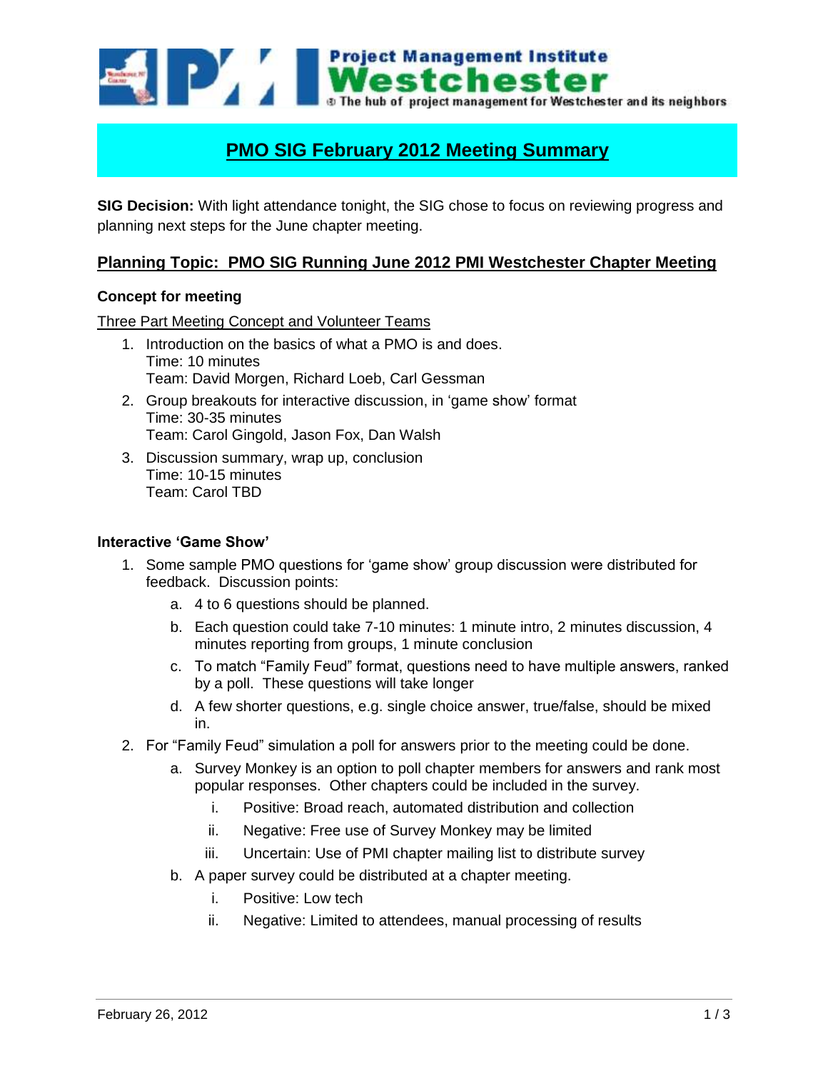# PMO SIG February 2012 Meeting Summary

**SIG Decision:** With light attendance tonight, the SIG chose to focus on reviewing progress and planning next steps for the June chapter meeting.

## Planning Topic: PMO SIG Running June 2012 PMI Westchester Chapter Meeting

### Concept for meeting

Three Part Meeting Concept and Volunteer Teams

1. Introduction on the basics of what a PMO is and does.
   Time: 10 minutes
   Team: David Morgen, Richard Loeb, Carl Gessman
2. Group breakouts for interactive discussion, in 'game show' format
   Time: 30-35 minutes
   Team: Carol Gingold, Jason Fox, Dan Walsh
3. Discussion summary, wrap up, conclusion
   Time: 10-15 minutes
   Team: Carol TBD

### Interactive 'Game Show'

1. Some sample PMO questions for 'game show' group discussion were distributed for feedback. Discussion points:
   a. 4 to 6 questions should be planned.
   b. Each question could take 7-10 minutes: 1 minute intro, 2 minutes discussion, 4 minutes reporting from groups, 1 minute conclusion
   c. To match "Family Feud" format, questions need to have multiple answers, ranked by a poll. These questions will take longer
   d. A few shorter questions, e.g. single choice answer, true/false, should be mixed in.
2. For "Family Feud" simulation a poll for answers prior to the meeting could be done.
   a. Survey Monkey is an option to poll chapter members for answers and rank most popular responses. Other chapters could be included in the survey.
      i. Positive: Broad reach, automated distribution and collection
      ii. Negative: Free use of Survey Monkey may be limited
      iii. Uncertain: Use of PMI chapter mailing list to distribute survey
   b. A paper survey could be distributed at a chapter meeting.
      i. Positive: Low tech
      ii. Negative: Limited to attendees, manual processing of results

February 26, 2012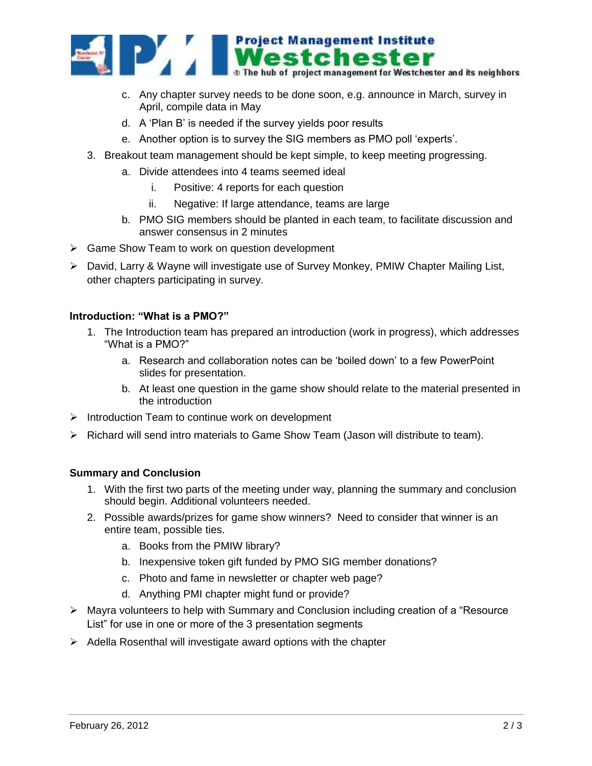c. Any chapter survey needs to be done soon, e.g. announce in March, survey in April, compile data in May
   d. A 'Plan B' is needed if the survey yields poor results
   e. Another option is to survey the SIG members as PMO poll 'experts'.
3. Breakout team management should be kept simple, to keep meeting progressing.
   a. Divide attendees into 4 teams seemed ideal
      i. Positive: 4 reports for each question
      ii. Negative: If large attendance, teams are large
   b. PMO SIG members should be planted in each team, to facilitate discussion and answer consensus in 2 minutes

- Game Show Team to work on question development
- David, Larry & Wayne will investigate use of Survey Monkey, PMIW Chapter Mailing List, other chapters participating in survey.

**Introduction: "What is a PMO?"**

1. The Introduction team has prepared an introduction (work in progress), which addresses "What is a PMO?"
   a. Research and collaboration notes can be 'boiled down' to a few PowerPoint slides for presentation.
   b. At least one question in the game show should relate to the material presented in the introduction

- Introduction Team to continue work on development
- Richard will send intro materials to Game Show Team (Jason will distribute to team).

**Summary and Conclusion**

1. With the first two parts of the meeting under way, planning the summary and conclusion should begin. Additional volunteers needed.
2. Possible awards/prizes for game show winners? Need to consider that winner is an entire team, possible ties.
   a. Books from the PMIW library?
   b. Inexpensive token gift funded by PMO SIG member donations?
   c. Photo and fame in newsletter or chapter web page?
   d. Anything PMI chapter might fund or provide?

- Mayra volunteers to help with Summary and Conclusion including creation of a "Resource List" for use in one or more of the 3 presentation segments
- Adella Rosenthal will investigate award options with the chapter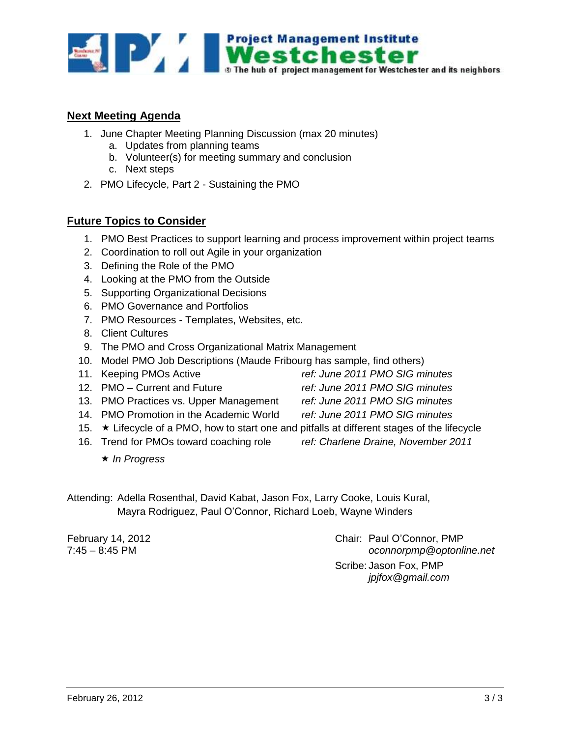## Next Meeting Agenda

1. June Chapter Meeting Planning Discussion (max 20 minutes)
    a. Updates from planning teams
    b. Volunteer(s) for meeting summary and conclusion
    c. Next steps
2. PMO Lifecycle, Part 2 - Sustaining the PMO

## Future Topics to Consider

1. PMO Best Practices to support learning and process improvement within project teams
2. Coordination to roll out Agile in your organization
3. Defining the Role of the PMO
4. Looking at the PMO from the Outside
5. Supporting Organizational Decisions
6. PMO Governance and Portfolios
7. PMO Resources - Templates, Websites, etc.
8. Client Cultures
9. The PMO and Cross Organizational Matrix Management
10. Model PMO Job Descriptions (Maude Fribourg has sample, find others)
11. Keeping PMOs Active *ref: June 2011 PMO SIG minutes*
12. PMO – Current and Future *ref: June 2011 PMO SIG minutes*
13. PMO Practices vs. Upper Management *ref: June 2011 PMO SIG minutes*
14. PMO Promotion in the Academic World *ref: June 2011 PMO SIG minutes*
15. ★ Lifecycle of a PMO, how to start one and pitfalls at different stages of the lifecycle
16. Trend for PMOs toward coaching role *ref: Charlene Draine, November 2011*

★ *In Progress*

Attending: Adella Rosenthal, David Kabat, Jason Fox, Larry Cooke, Louis Kural, Mayra Rodriguez, Paul O'Connor, Richard Loeb, Wayne Winders

February 14, 2012
7:45 – 8:45 PM

Chair: Paul O'Connor, PMP
*oconnorpmp@optonline.net*

Scribe: Jason Fox, PMP
*jpjfox@gmail.com*